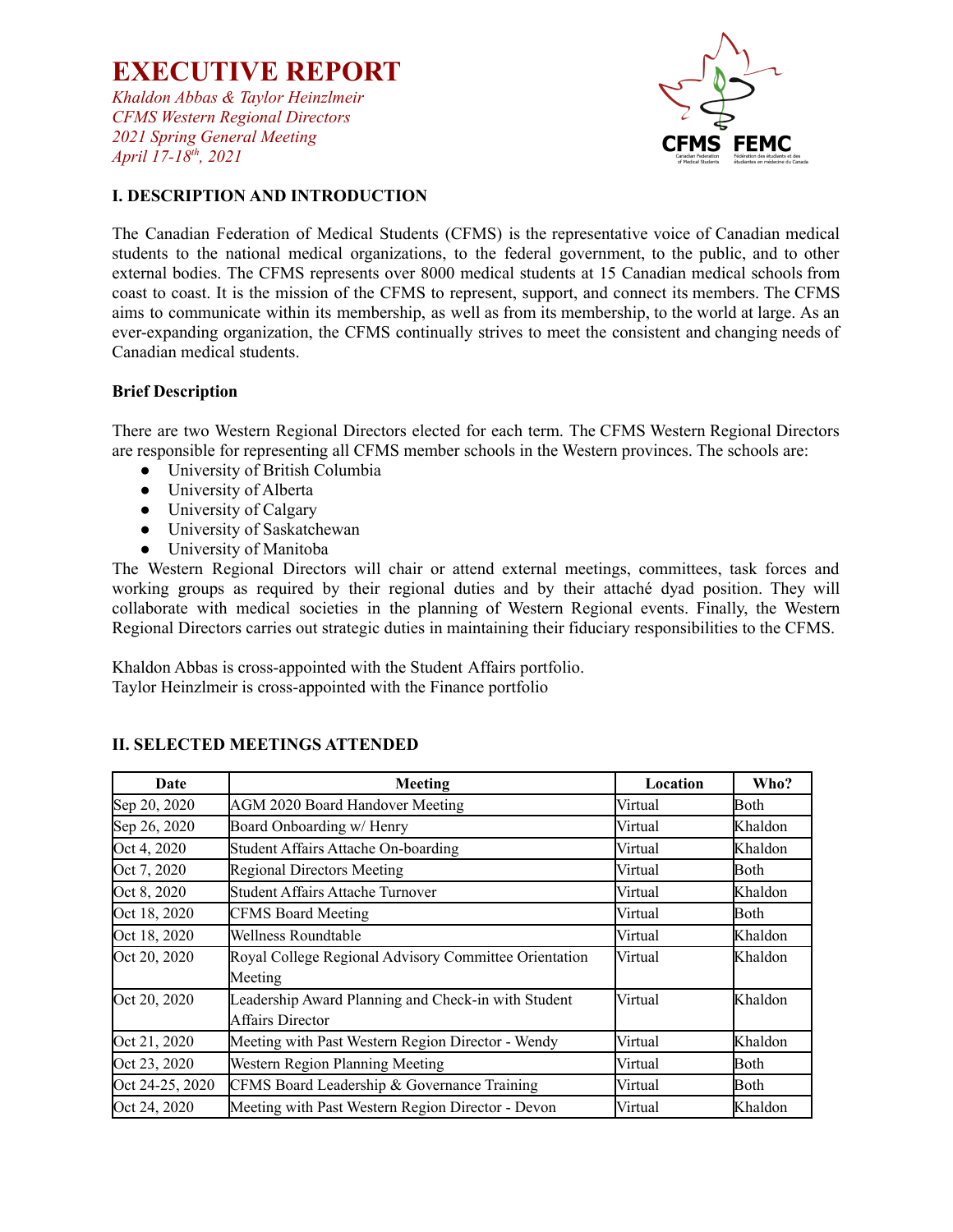# EXECUTIVE REPORT

*Khaldon Abbas & Taylor Heinzlmeir*
*CFMS Western Regional Directors*
*2021 Spring General Meeting*
*April 17-18th, 2021*

## I. DESCRIPTION AND INTRODUCTION

The Canadian Federation of Medical Students (CFMS) is the representative voice of Canadian medical students to the national medical organizations, to the federal government, to the public, and to other external bodies. The CFMS represents over 8000 medical students at 15 Canadian medical schools from coast to coast. It is the mission of the CFMS to represent, support, and connect its members. The CFMS aims to communicate within its membership, as well as from its membership, to the world at large. As an ever-expanding organization, the CFMS continually strives to meet the consistent and changing needs of Canadian medical students.

### Brief Description

There are two Western Regional Directors elected for each term. The CFMS Western Regional Directors are responsible for representing all CFMS member schools in the Western provinces. The schools are:

- University of British Columbia
- University of Alberta
- University of Calgary
- University of Saskatchewan
- University of Manitoba

The Western Regional Directors will chair or attend external meetings, committees, task forces and working groups as required by their regional duties and by their attaché dyad position. They will collaborate with medical societies in the planning of Western Regional events. Finally, the Western Regional Directors carries out strategic duties in maintaining their fiduciary responsibilities to the CFMS.

Khaldon Abbas is cross-appointed with the Student Affairs portfolio.
Taylor Heinzlmeir is cross-appointed with the Finance portfolio

## II. SELECTED MEETINGS ATTENDED

| Date | Meeting | Location | Who? |
|---|---|---|---|
| Sep 20, 2020 | AGM 2020 Board Handover Meeting | Virtual | Both |
| Sep 26, 2020 | Board Onboarding w/ Henry | Virtual | Khaldon |
| Oct 4, 2020 | Student Affairs Attache On-boarding | Virtual | Khaldon |
| Oct 7, 2020 | Regional Directors Meeting | Virtual | Both |
| Oct 8, 2020 | Student Affairs Attache Turnover | Virtual | Khaldon |
| Oct 18, 2020 | CFMS Board Meeting | Virtual | Both |
| Oct 18, 2020 | Wellness Roundtable | Virtual | Khaldon |
| Oct 20, 2020 | Royal College Regional Advisory Committee Orientation Meeting | Virtual | Khaldon |
| Oct 20, 2020 | Leadership Award Planning and Check-in with Student Affairs Director | Virtual | Khaldon |
| Oct 21, 2020 | Meeting with Past Western Region Director - Wendy | Virtual | Khaldon |
| Oct 23, 2020 | Western Region Planning Meeting | Virtual | Both |
| Oct 24-25, 2020 | CFMS Board Leadership & Governance Training | Virtual | Both |
| Oct 24, 2020 | Meeting with Past Western Region Director - Devon | Virtual | Khaldon |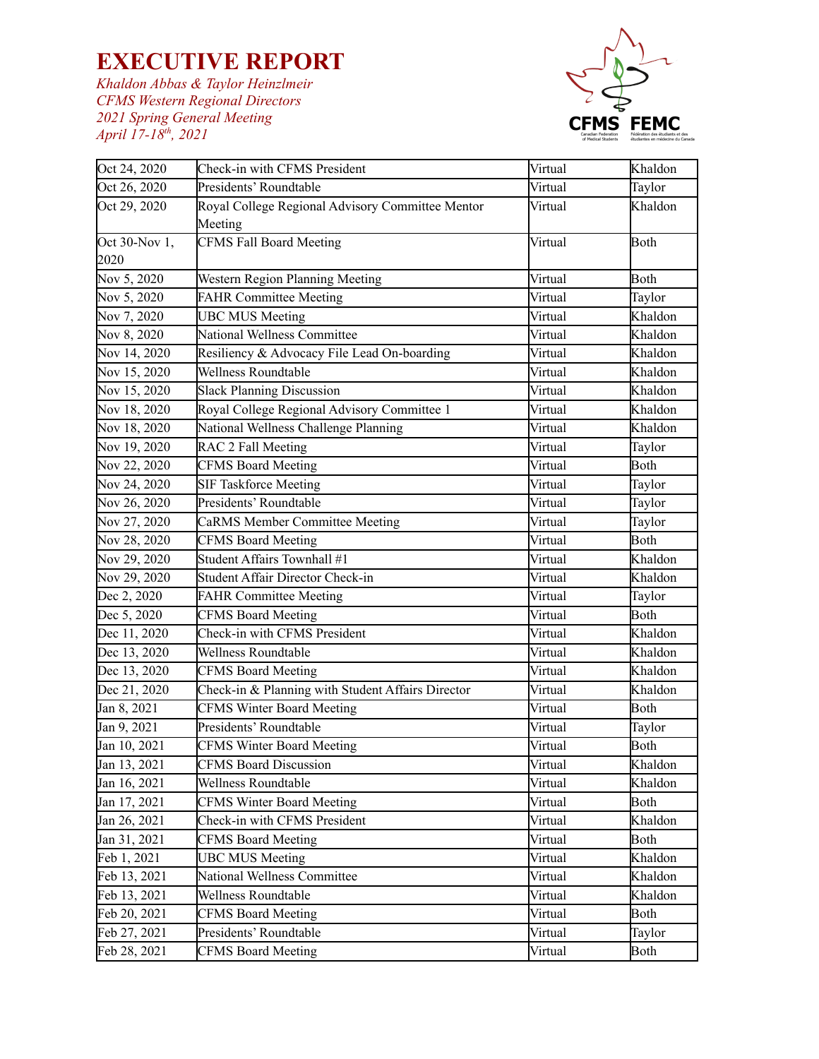# EXECUTIVE REPORT

*Khaldon Abbas & Taylor Heinzlmeir*
*CFMS Western Regional Directors*
*2021 Spring General Meeting*
*April 17-18th, 2021*

| | | | |
|---|---|---|---|
| Oct 24, 2020 | Check-in with CFMS President | Virtual | Khaldon |
| Oct 26, 2020 | Presidents' Roundtable | Virtual | Taylor |
| Oct 29, 2020 | Royal College Regional Advisory Committee Mentor Meeting | Virtual | Khaldon |
| Oct 30-Nov 1, 2020 | CFMS Fall Board Meeting | Virtual | Both |
| Nov 5, 2020 | Western Region Planning Meeting | Virtual | Both |
| Nov 5, 2020 | FAHR Committee Meeting | Virtual | Taylor |
| Nov 7, 2020 | UBC MUS Meeting | Virtual | Khaldon |
| Nov 8, 2020 | National Wellness Committee | Virtual | Khaldon |
| Nov 14, 2020 | Resiliency & Advocacy File Lead On-boarding | Virtual | Khaldon |
| Nov 15, 2020 | Wellness Roundtable | Virtual | Khaldon |
| Nov 15, 2020 | Slack Planning Discussion | Virtual | Khaldon |
| Nov 18, 2020 | Royal College Regional Advisory Committee 1 | Virtual | Khaldon |
| Nov 18, 2020 | National Wellness Challenge Planning | Virtual | Khaldon |
| Nov 19, 2020 | RAC 2 Fall Meeting | Virtual | Taylor |
| Nov 22, 2020 | CFMS Board Meeting | Virtual | Both |
| Nov 24, 2020 | SIF Taskforce Meeting | Virtual | Taylor |
| Nov 26, 2020 | Presidents' Roundtable | Virtual | Taylor |
| Nov 27, 2020 | CaRMS Member Committee Meeting | Virtual | Taylor |
| Nov 28, 2020 | CFMS Board Meeting | Virtual | Both |
| Nov 29, 2020 | Student Affairs Townhall #1 | Virtual | Khaldon |
| Nov 29, 2020 | Student Affair Director Check-in | Virtual | Khaldon |
| Dec 2, 2020 | FAHR Committee Meeting | Virtual | Taylor |
| Dec 5, 2020 | CFMS Board Meeting | Virtual | Both |
| Dec 11, 2020 | Check-in with CFMS President | Virtual | Khaldon |
| Dec 13, 2020 | Wellness Roundtable | Virtual | Khaldon |
| Dec 13, 2020 | CFMS Board Meeting | Virtual | Khaldon |
| Dec 21, 2020 | Check-in & Planning with Student Affairs Director | Virtual | Khaldon |
| Jan 8, 2021 | CFMS Winter Board Meeting | Virtual | Both |
| Jan 9, 2021 | Presidents' Roundtable | Virtual | Taylor |
| Jan 10, 2021 | CFMS Winter Board Meeting | Virtual | Both |
| Jan 13, 2021 | CFMS Board Discussion | Virtual | Khaldon |
| Jan 16, 2021 | Wellness Roundtable | Virtual | Khaldon |
| Jan 17, 2021 | CFMS Winter Board Meeting | Virtual | Both |
| Jan 26, 2021 | Check-in with CFMS President | Virtual | Khaldon |
| Jan 31, 2021 | CFMS Board Meeting | Virtual | Both |
| Feb 1, 2021 | UBC MUS Meeting | Virtual | Khaldon |
| Feb 13, 2021 | National Wellness Committee | Virtual | Khaldon |
| Feb 13, 2021 | Wellness Roundtable | Virtual | Khaldon |
| Feb 20, 2021 | CFMS Board Meeting | Virtual | Both |
| Feb 27, 2021 | Presidents' Roundtable | Virtual | Taylor |
| Feb 28, 2021 | CFMS Board Meeting | Virtual | Both |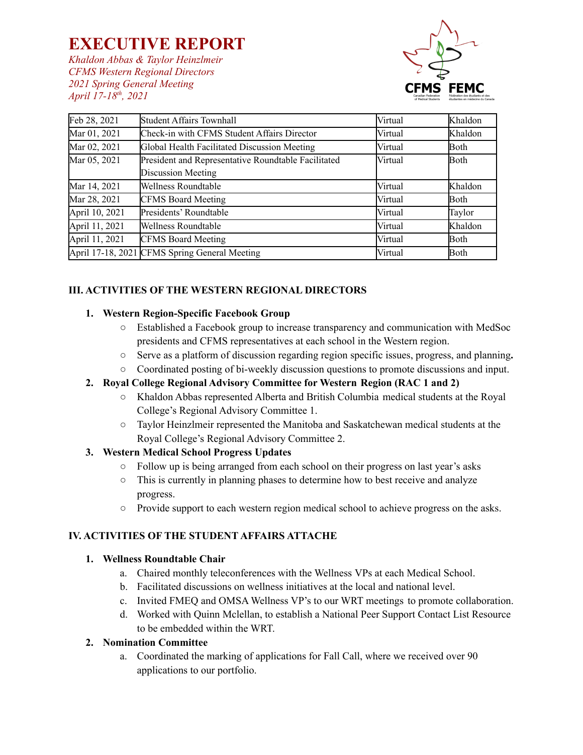# EXECUTIVE REPORT

*Khaldon Abbas & Taylor Heinzlmeir*
*CFMS Western Regional Directors*
*2021 Spring General Meeting*
*April 17-18th, 2021*

| Feb 28, 2021 | Student Affairs Townhall | Virtual | Khaldon |
|---|---|---|---|
| Mar 01, 2021 | Check-in with CFMS Student Affairs Director | Virtual | Khaldon |
| Mar 02, 2021 | Global Health Facilitated Discussion Meeting | Virtual | Both |
| Mar 05, 2021 | President and Representative Roundtable Facilitated Discussion Meeting | Virtual | Both |
| Mar 14, 2021 | Wellness Roundtable | Virtual | Khaldon |
| Mar 28, 2021 | CFMS Board Meeting | Virtual | Both |
| April 10, 2021 | Presidents' Roundtable | Virtual | Taylor |
| April 11, 2021 | Wellness Roundtable | Virtual | Khaldon |
| April 11, 2021 | CFMS Board Meeting | Virtual | Both |
| April 17-18, 2021 | CFMS Spring General Meeting | Virtual | Both |

## III. ACTIVITIES OF THE WESTERN REGIONAL DIRECTORS

1. **Western Region-Specific Facebook Group**
   - Established a Facebook group to increase transparency and communication with MedSoc presidents and CFMS representatives at each school in the Western region.
   - Serve as a platform of discussion regarding region specific issues, progress, and planning.
   - Coordinated posting of bi-weekly discussion questions to promote discussions and input.
2. **Royal College Regional Advisory Committee for Western Region (RAC 1 and 2)**
   - Khaldon Abbas represented Alberta and British Columbia medical students at the Royal College's Regional Advisory Committee 1.
   - Taylor Heinzlmeir represented the Manitoba and Saskatchewan medical students at the Royal College's Regional Advisory Committee 2.
3. **Western Medical School Progress Updates**
   - Follow up is being arranged from each school on their progress on last year's asks
   - This is currently in planning phases to determine how to best receive and analyze progress.
   - Provide support to each western region medical school to achieve progress on the asks.

## IV. ACTIVITIES OF THE STUDENT AFFAIRS ATTACHE

1. **Wellness Roundtable Chair**
   a. Chaired monthly teleconferences with the Wellness VPs at each Medical School.
   b. Facilitated discussions on wellness initiatives at the local and national level.
   c. Invited FMEQ and OMSA Wellness VP's to our WRT meetings to promote collaboration.
   d. Worked with Quinn Mclellan, to establish a National Peer Support Contact List Resource to be embedded within the WRT.
2. **Nomination Committee**
   a. Coordinated the marking of applications for Fall Call, where we received over 90 applications to our portfolio.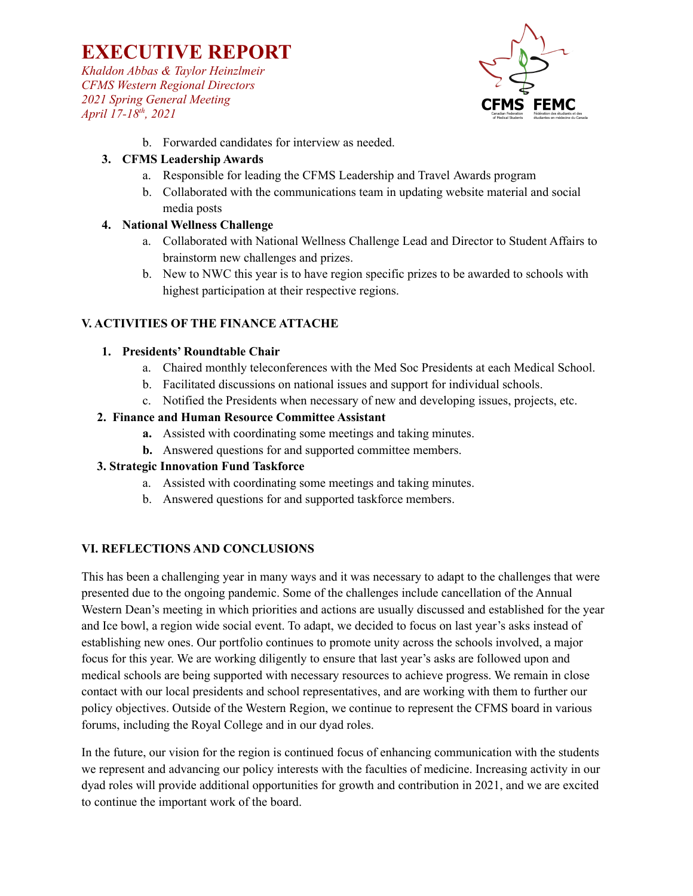b. Forwarded candidates for interview as needed.

3. **CFMS Leadership Awards**
    a. Responsible for leading the CFMS Leadership and Travel Awards program
    b. Collaborated with the communications team in updating website material and social media posts
4. **National Wellness Challenge**
    a. Collaborated with National Wellness Challenge Lead and Director to Student Affairs to brainstorm new challenges and prizes.
    b. New to NWC this year is to have region specific prizes to be awarded to schools with highest participation at their respective regions.

## V. ACTIVITIES OF THE FINANCE ATTACHE

1. **Presidents' Roundtable Chair**
    a. Chaired monthly teleconferences with the Med Soc Presidents at each Medical School.
    b. Facilitated discussions on national issues and support for individual schools.
    c. Notified the Presidents when necessary of new and developing issues, projects, etc.
2. **Finance and Human Resource Committee Assistant**
    **a.** Assisted with coordinating some meetings and taking minutes.
    **b.** Answered questions for and supported committee members.
3. **Strategic Innovation Fund Taskforce**
    a. Assisted with coordinating some meetings and taking minutes.
    b. Answered questions for and supported taskforce members.

## VI. REFLECTIONS AND CONCLUSIONS

This has been a challenging year in many ways and it was necessary to adapt to the challenges that were presented due to the ongoing pandemic. Some of the challenges include cancellation of the Annual Western Dean's meeting in which priorities and actions are usually discussed and established for the year and Ice bowl, a region wide social event. To adapt, we decided to focus on last year's asks instead of establishing new ones. Our portfolio continues to promote unity across the schools involved, a major focus for this year. We are working diligently to ensure that last year's asks are followed upon and medical schools are being supported with necessary resources to achieve progress. We remain in close contact with our local presidents and school representatives, and are working with them to further our policy objectives. Outside of the Western Region, we continue to represent the CFMS board in various forums, including the Royal College and in our dyad roles.

In the future, our vision for the region is continued focus of enhancing communication with the students we represent and advancing our policy interests with the faculties of medicine. Increasing activity in our dyad roles will provide additional opportunities for growth and contribution in 2021, and we are excited to continue the important work of the board.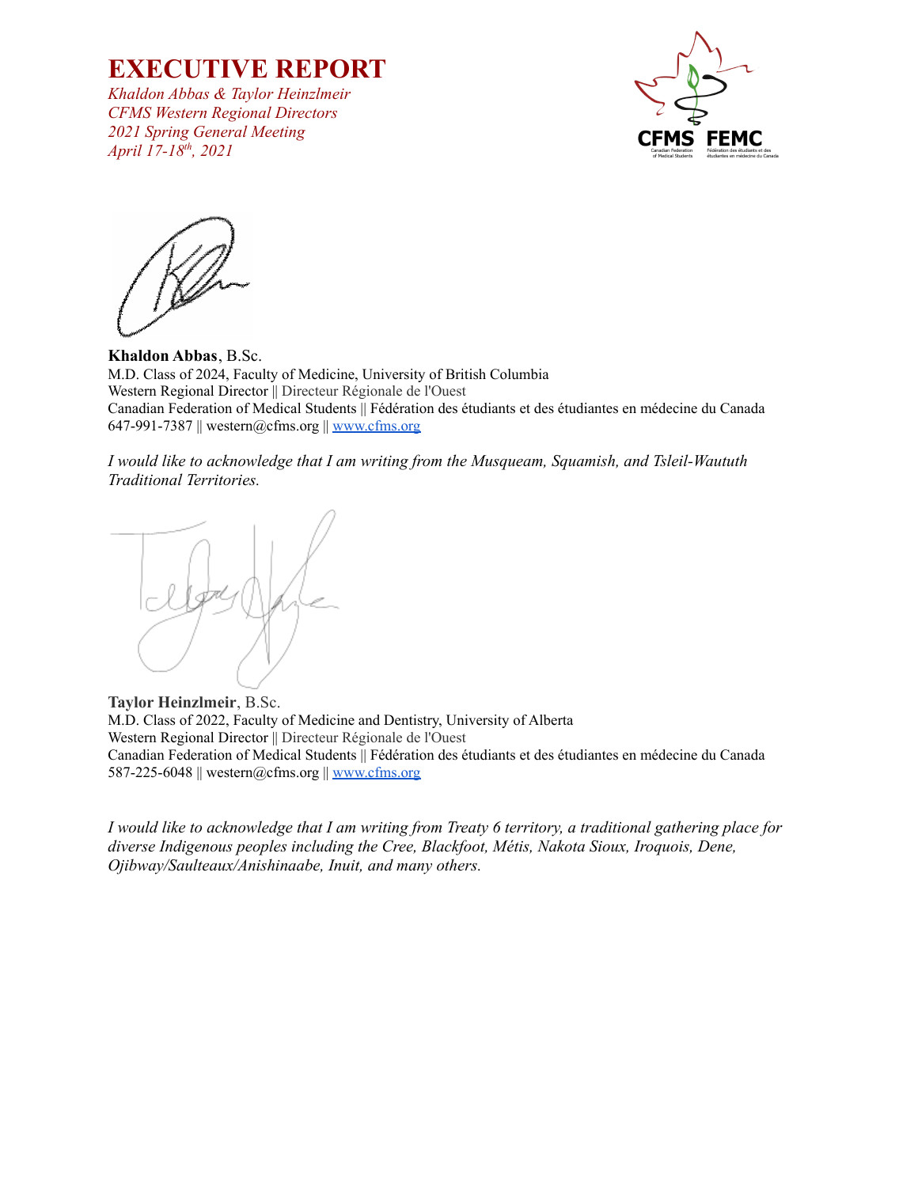# EXECUTIVE REPORT

*Khaldon Abbas & Taylor Heinzlmeir*
*CFMS Western Regional Directors*
*2021 Spring General Meeting*
*April 17-18th, 2021*

**Khaldon Abbas**, B.Sc.
M.D. Class of 2024, Faculty of Medicine, University of British Columbia
Western Regional Director || Directeur Régionale de l'Ouest
Canadian Federation of Medical Students || Fédération des étudiants et des étudiantes en médecine du Canada
647-991-7387 || western@cfms.org || www.cfms.org

*I would like to acknowledge that I am writing from the Musqueam, Squamish, and Tsleil-Waututh Traditional Territories.*

**Taylor Heinzlmeir**, B.Sc.
M.D. Class of 2022, Faculty of Medicine and Dentistry, University of Alberta
Western Regional Director || Directeur Régionale de l'Ouest
Canadian Federation of Medical Students || Fédération des étudiants et des étudiantes en médecine du Canada
587-225-6048 || western@cfms.org || www.cfms.org

*I would like to acknowledge that I am writing from Treaty 6 territory, a traditional gathering place for diverse Indigenous peoples including the Cree, Blackfoot, Métis, Nakota Sioux, Iroquois, Dene, Ojibway/Saulteaux/Anishinaabe, Inuit, and many others.*